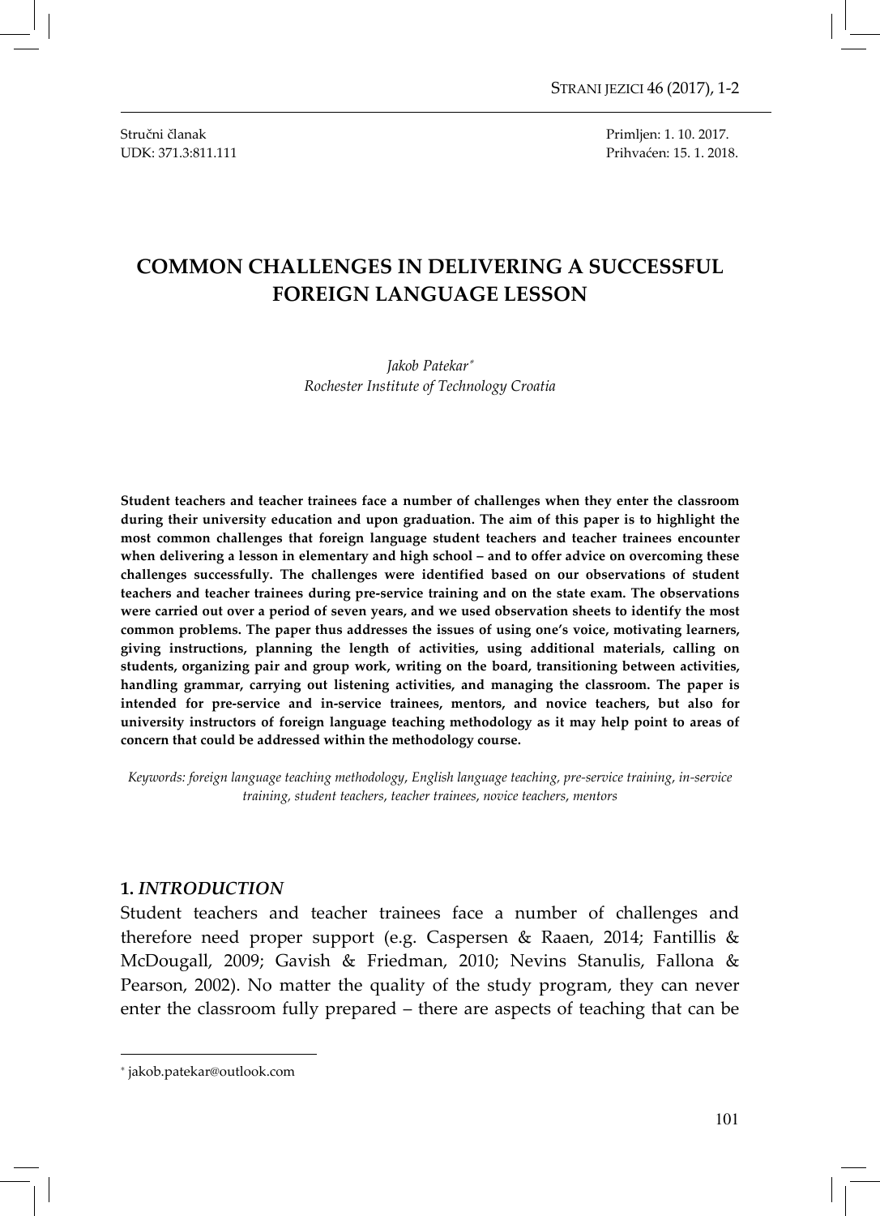Stručni članak
UDK: 371.3:811.111

Primljen: 1. 10. 2017.
Prihvaćen: 15. 1. 2018.

# COMMON CHALLENGES IN DELIVERING A SUCCESSFUL FOREIGN LANGUAGE LESSON

*Jakob Patekar*[*]
*Rochester Institute of Technology Croatia*

**Student teachers and teacher trainees face a number of challenges when they enter the classroom during their university education and upon graduation. The aim of this paper is to highlight the most common challenges that foreign language student teachers and teacher trainees encounter when delivering a lesson in elementary and high school – and to offer advice on overcoming these challenges successfully. The challenges were identified based on our observations of student teachers and teacher trainees during pre-service training and on the state exam. The observations were carried out over a period of seven years, and we used observation sheets to identify the most common problems. The paper thus addresses the issues of using one's voice, motivating learners, giving instructions, planning the length of activities, using additional materials, calling on students, organizing pair and group work, writing on the board, transitioning between activities, handling grammar, carrying out listening activities, and managing the classroom. The paper is intended for pre-service and in-service trainees, mentors, and novice teachers, but also for university instructors of foreign language teaching methodology as it may help point to areas of concern that could be addressed within the methodology course.**

*Keywords: foreign language teaching methodology, English language teaching, pre-service training, in-service training, student teachers, teacher trainees, novice teachers, mentors*

## 1. *INTRODUCTION*

Student teachers and teacher trainees face a number of challenges and therefore need proper support (e.g. Caspersen & Raaen, 2014; Fantillis & McDougall, 2009; Gavish & Friedman, 2010; Nevins Stanulis, Fallona & Pearson, 2002). No matter the quality of the study program, they can never enter the classroom fully prepared – there are aspects of teaching that can be

[*] jakob.patekar@outlook.com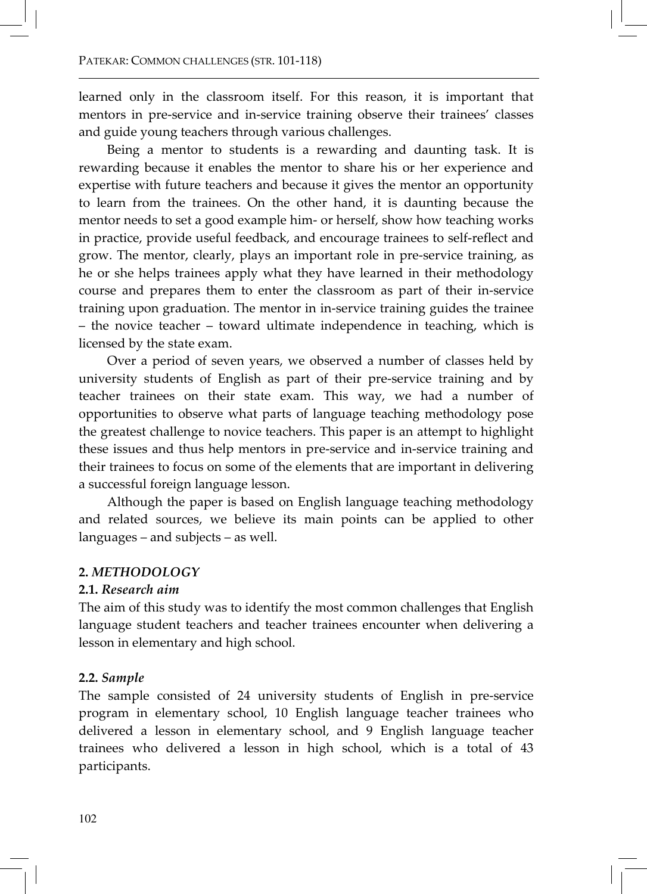learned only in the classroom itself. For this reason, it is important that mentors in pre-service and in-service training observe their trainees' classes and guide young teachers through various challenges.

Being a mentor to students is a rewarding and daunting task. It is rewarding because it enables the mentor to share his or her experience and expertise with future teachers and because it gives the mentor an opportunity to learn from the trainees. On the other hand, it is daunting because the mentor needs to set a good example him- or herself, show how teaching works in practice, provide useful feedback, and encourage trainees to self-reflect and grow. The mentor, clearly, plays an important role in pre-service training, as he or she helps trainees apply what they have learned in their methodology course and prepares them to enter the classroom as part of their in-service training upon graduation. The mentor in in-service training guides the trainee – the novice teacher – toward ultimate independence in teaching, which is licensed by the state exam.

Over a period of seven years, we observed a number of classes held by university students of English as part of their pre-service training and by teacher trainees on their state exam. This way, we had a number of opportunities to observe what parts of language teaching methodology pose the greatest challenge to novice teachers. This paper is an attempt to highlight these issues and thus help mentors in pre-service and in-service training and their trainees to focus on some of the elements that are important in delivering a successful foreign language lesson.

Although the paper is based on English language teaching methodology and related sources, we believe its main points can be applied to other languages – and subjects – as well.

## 2. *METHODOLOGY*

### 2.1. *Research aim*

The aim of this study was to identify the most common challenges that English language student teachers and teacher trainees encounter when delivering a lesson in elementary and high school.

### 2.2. *Sample*

The sample consisted of 24 university students of English in pre-service program in elementary school, 10 English language teacher trainees who delivered a lesson in elementary school, and 9 English language teacher trainees who delivered a lesson in high school, which is a total of 43 participants.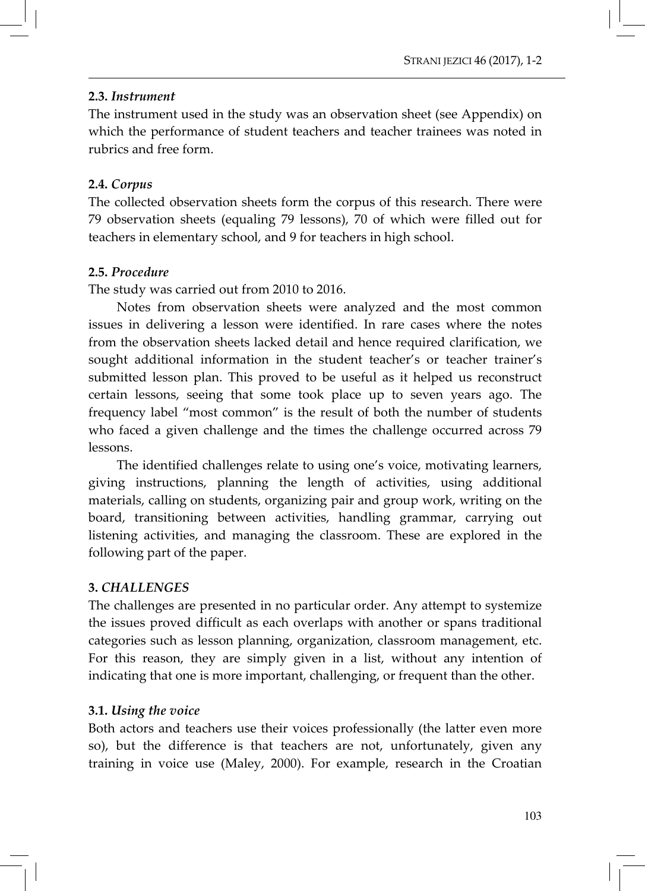### 2.3. *Instrument*

The instrument used in the study was an observation sheet (see Appendix) on which the performance of student teachers and teacher trainees was noted in rubrics and free form.

### 2.4. *Corpus*

The collected observation sheets form the corpus of this research. There were 79 observation sheets (equaling 79 lessons), 70 of which were filled out for teachers in elementary school, and 9 for teachers in high school.

### 2.5. *Procedure*

The study was carried out from 2010 to 2016.

Notes from observation sheets were analyzed and the most common issues in delivering a lesson were identified. In rare cases where the notes from the observation sheets lacked detail and hence required clarification, we sought additional information in the student teacher's or teacher trainer's submitted lesson plan. This proved to be useful as it helped us reconstruct certain lessons, seeing that some took place up to seven years ago. The frequency label "most common" is the result of both the number of students who faced a given challenge and the times the challenge occurred across 79 lessons.

The identified challenges relate to using one's voice, motivating learners, giving instructions, planning the length of activities, using additional materials, calling on students, organizing pair and group work, writing on the board, transitioning between activities, handling grammar, carrying out listening activities, and managing the classroom. These are explored in the following part of the paper.

## 3. *CHALLENGES*

The challenges are presented in no particular order. Any attempt to systemize the issues proved difficult as each overlaps with another or spans traditional categories such as lesson planning, organization, classroom management, etc. For this reason, they are simply given in a list, without any intention of indicating that one is more important, challenging, or frequent than the other.

### 3.1. *Using the voice*

Both actors and teachers use their voices professionally (the latter even more so), but the difference is that teachers are not, unfortunately, given any training in voice use (Maley, 2000). For example, research in the Croatian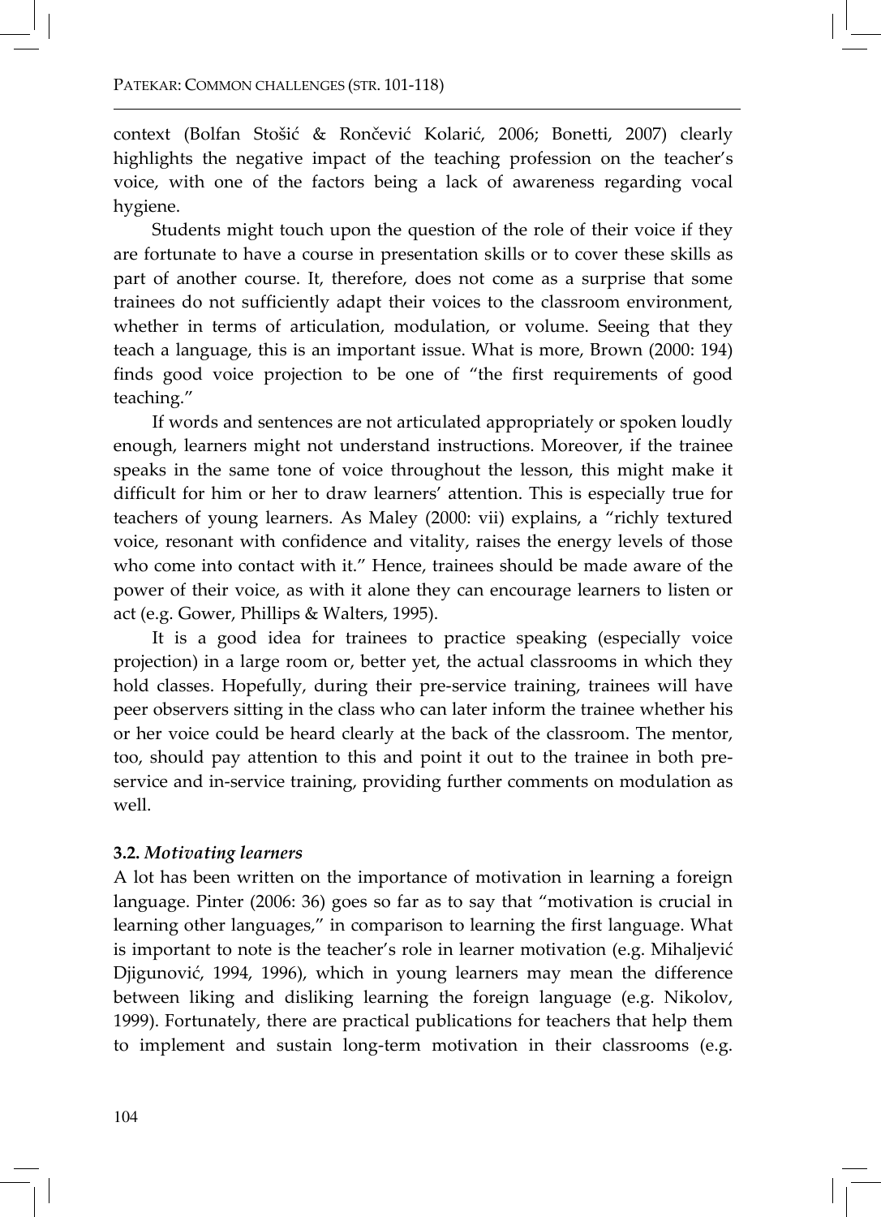context (Bolfan Stošić & Rončević Kolarić, 2006; Bonetti, 2007) clearly highlights the negative impact of the teaching profession on the teacher's voice, with one of the factors being a lack of awareness regarding vocal hygiene.

Students might touch upon the question of the role of their voice if they are fortunate to have a course in presentation skills or to cover these skills as part of another course. It, therefore, does not come as a surprise that some trainees do not sufficiently adapt their voices to the classroom environment, whether in terms of articulation, modulation, or volume. Seeing that they teach a language, this is an important issue. What is more, Brown (2000: 194) finds good voice projection to be one of "the first requirements of good teaching."

If words and sentences are not articulated appropriately or spoken loudly enough, learners might not understand instructions. Moreover, if the trainee speaks in the same tone of voice throughout the lesson, this might make it difficult for him or her to draw learners' attention. This is especially true for teachers of young learners. As Maley (2000: vii) explains, a "richly textured voice, resonant with confidence and vitality, raises the energy levels of those who come into contact with it." Hence, trainees should be made aware of the power of their voice, as with it alone they can encourage learners to listen or act (e.g. Gower, Phillips & Walters, 1995).

It is a good idea for trainees to practice speaking (especially voice projection) in a large room or, better yet, the actual classrooms in which they hold classes. Hopefully, during their pre-service training, trainees will have peer observers sitting in the class who can later inform the trainee whether his or her voice could be heard clearly at the back of the classroom. The mentor, too, should pay attention to this and point it out to the trainee in both pre-service and in-service training, providing further comments on modulation as well.

### 3.2. *Motivating learners*

A lot has been written on the importance of motivation in learning a foreign language. Pinter (2006: 36) goes so far as to say that "motivation is crucial in learning other languages," in comparison to learning the first language. What is important to note is the teacher's role in learner motivation (e.g. Mihaljević Djigunović, 1994, 1996), which in young learners may mean the difference between liking and disliking learning the foreign language (e.g. Nikolov, 1999). Fortunately, there are practical publications for teachers that help them to implement and sustain long-term motivation in their classrooms (e.g.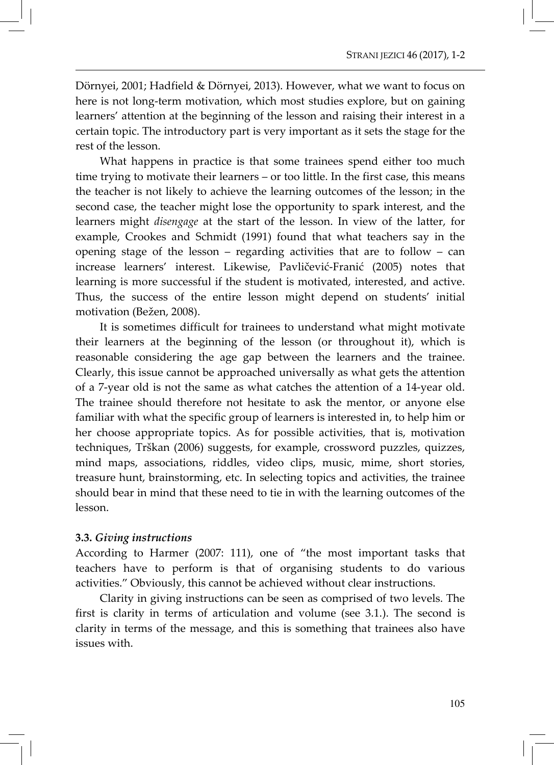Dörnyei, 2001; Hadfield & Dörnyei, 2013). However, what we want to focus on here is not long-term motivation, which most studies explore, but on gaining learners' attention at the beginning of the lesson and raising their interest in a certain topic. The introductory part is very important as it sets the stage for the rest of the lesson.

What happens in practice is that some trainees spend either too much time trying to motivate their learners – or too little. In the first case, this means the teacher is not likely to achieve the learning outcomes of the lesson; in the second case, the teacher might lose the opportunity to spark interest, and the learners might *disengage* at the start of the lesson. In view of the latter, for example, Crookes and Schmidt (1991) found that what teachers say in the opening stage of the lesson – regarding activities that are to follow – can increase learners' interest. Likewise, Pavličević-Franić (2005) notes that learning is more successful if the student is motivated, interested, and active. Thus, the success of the entire lesson might depend on students' initial motivation (Bežen, 2008).

It is sometimes difficult for trainees to understand what might motivate their learners at the beginning of the lesson (or throughout it), which is reasonable considering the age gap between the learners and the trainee. Clearly, this issue cannot be approached universally as what gets the attention of a 7-year old is not the same as what catches the attention of a 14-year old. The trainee should therefore not hesitate to ask the mentor, or anyone else familiar with what the specific group of learners is interested in, to help him or her choose appropriate topics. As for possible activities, that is, motivation techniques, Trškan (2006) suggests, for example, crossword puzzles, quizzes, mind maps, associations, riddles, video clips, music, mime, short stories, treasure hunt, brainstorming, etc. In selecting topics and activities, the trainee should bear in mind that these need to tie in with the learning outcomes of the lesson.

### 3.3. *Giving instructions*

According to Harmer (2007: 111), one of "the most important tasks that teachers have to perform is that of organising students to do various activities." Obviously, this cannot be achieved without clear instructions.

Clarity in giving instructions can be seen as comprised of two levels. The first is clarity in terms of articulation and volume (see 3.1.). The second is clarity in terms of the message, and this is something that trainees also have issues with.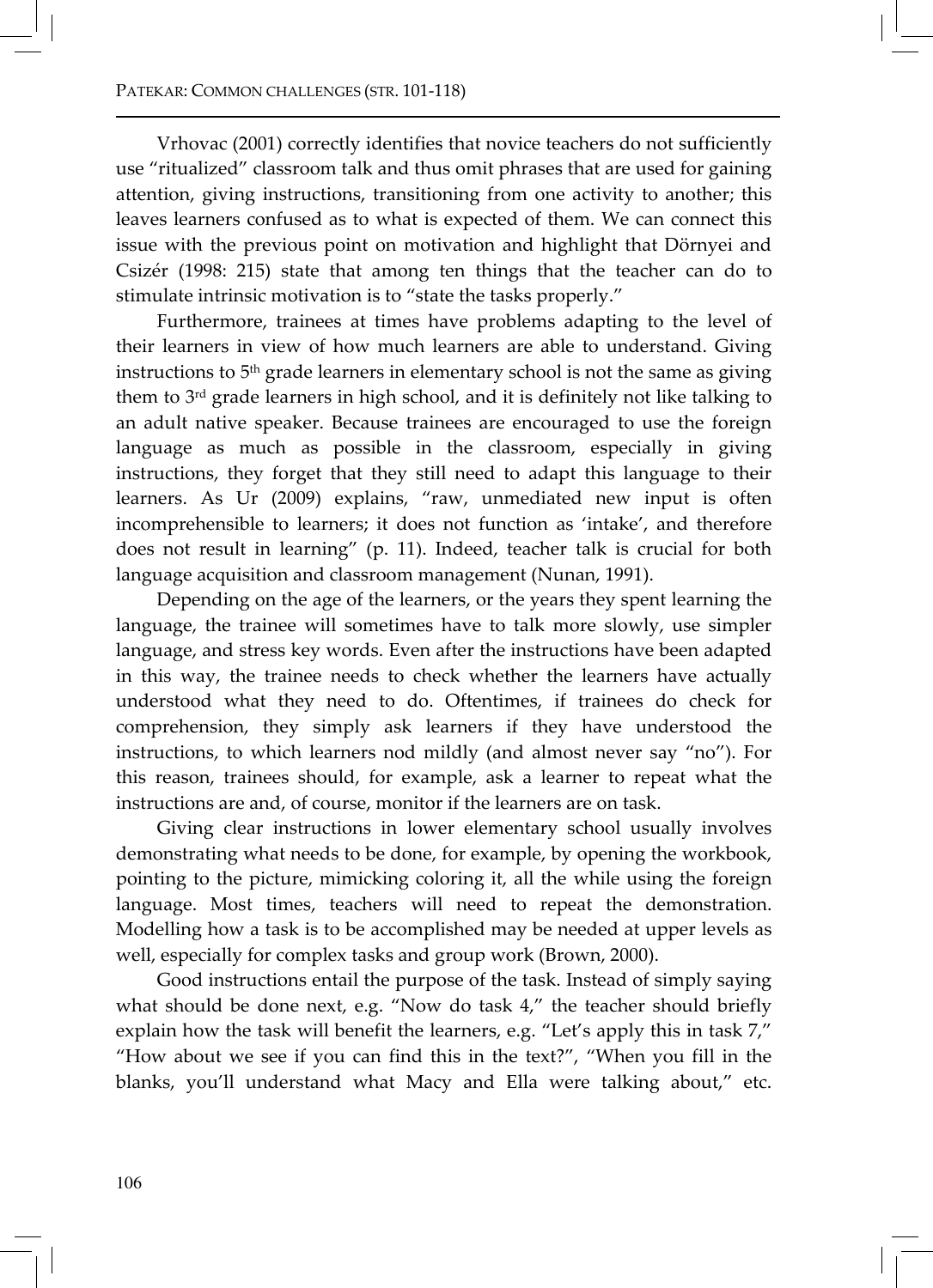Vrhovac (2001) correctly identifies that novice teachers do not sufficiently use "ritualized" classroom talk and thus omit phrases that are used for gaining attention, giving instructions, transitioning from one activity to another; this leaves learners confused as to what is expected of them. We can connect this issue with the previous point on motivation and highlight that Dörnyei and Csizér (1998: 215) state that among ten things that the teacher can do to stimulate intrinsic motivation is to "state the tasks properly."

Furthermore, trainees at times have problems adapting to the level of their learners in view of how much learners are able to understand. Giving instructions to 5th grade learners in elementary school is not the same as giving them to 3rd grade learners in high school, and it is definitely not like talking to an adult native speaker. Because trainees are encouraged to use the foreign language as much as possible in the classroom, especially in giving instructions, they forget that they still need to adapt this language to their learners. As Ur (2009) explains, "raw, unmediated new input is often incomprehensible to learners; it does not function as 'intake', and therefore does not result in learning" (p. 11). Indeed, teacher talk is crucial for both language acquisition and classroom management (Nunan, 1991).

Depending on the age of the learners, or the years they spent learning the language, the trainee will sometimes have to talk more slowly, use simpler language, and stress key words. Even after the instructions have been adapted in this way, the trainee needs to check whether the learners have actually understood what they need to do. Oftentimes, if trainees do check for comprehension, they simply ask learners if they have understood the instructions, to which learners nod mildly (and almost never say "no"). For this reason, trainees should, for example, ask a learner to repeat what the instructions are and, of course, monitor if the learners are on task.

Giving clear instructions in lower elementary school usually involves demonstrating what needs to be done, for example, by opening the workbook, pointing to the picture, mimicking coloring it, all the while using the foreign language. Most times, teachers will need to repeat the demonstration. Modelling how a task is to be accomplished may be needed at upper levels as well, especially for complex tasks and group work (Brown, 2000).

Good instructions entail the purpose of the task. Instead of simply saying what should be done next, e.g. "Now do task 4," the teacher should briefly explain how the task will benefit the learners, e.g. "Let's apply this in task 7," "How about we see if you can find this in the text?", "When you fill in the blanks, you'll understand what Macy and Ella were talking about," etc.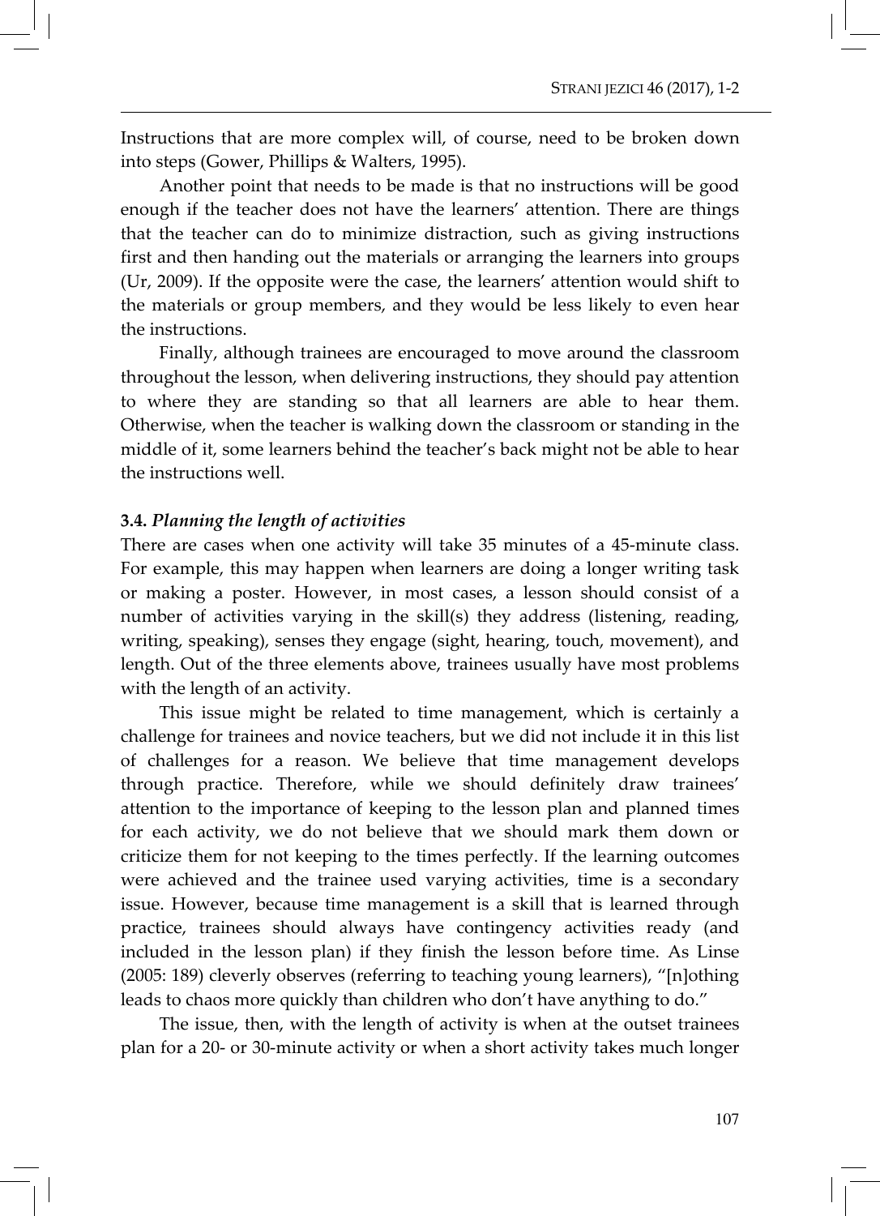Instructions that are more complex will, of course, need to be broken down into steps (Gower, Phillips & Walters, 1995).

Another point that needs to be made is that no instructions will be good enough if the teacher does not have the learners' attention. There are things that the teacher can do to minimize distraction, such as giving instructions first and then handing out the materials or arranging the learners into groups (Ur, 2009). If the opposite were the case, the learners' attention would shift to the materials or group members, and they would be less likely to even hear the instructions.

Finally, although trainees are encouraged to move around the classroom throughout the lesson, when delivering instructions, they should pay attention to where they are standing so that all learners are able to hear them. Otherwise, when the teacher is walking down the classroom or standing in the middle of it, some learners behind the teacher's back might not be able to hear the instructions well.

### 3.4. *Planning the length of activities*

There are cases when one activity will take 35 minutes of a 45-minute class. For example, this may happen when learners are doing a longer writing task or making a poster. However, in most cases, a lesson should consist of a number of activities varying in the skill(s) they address (listening, reading, writing, speaking), senses they engage (sight, hearing, touch, movement), and length. Out of the three elements above, trainees usually have most problems with the length of an activity.

This issue might be related to time management, which is certainly a challenge for trainees and novice teachers, but we did not include it in this list of challenges for a reason. We believe that time management develops through practice. Therefore, while we should definitely draw trainees' attention to the importance of keeping to the lesson plan and planned times for each activity, we do not believe that we should mark them down or criticize them for not keeping to the times perfectly. If the learning outcomes were achieved and the trainee used varying activities, time is a secondary issue. However, because time management is a skill that is learned through practice, trainees should always have contingency activities ready (and included in the lesson plan) if they finish the lesson before time. As Linse (2005: 189) cleverly observes (referring to teaching young learners), "[n]othing leads to chaos more quickly than children who don't have anything to do."

The issue, then, with the length of activity is when at the outset trainees plan for a 20- or 30-minute activity or when a short activity takes much longer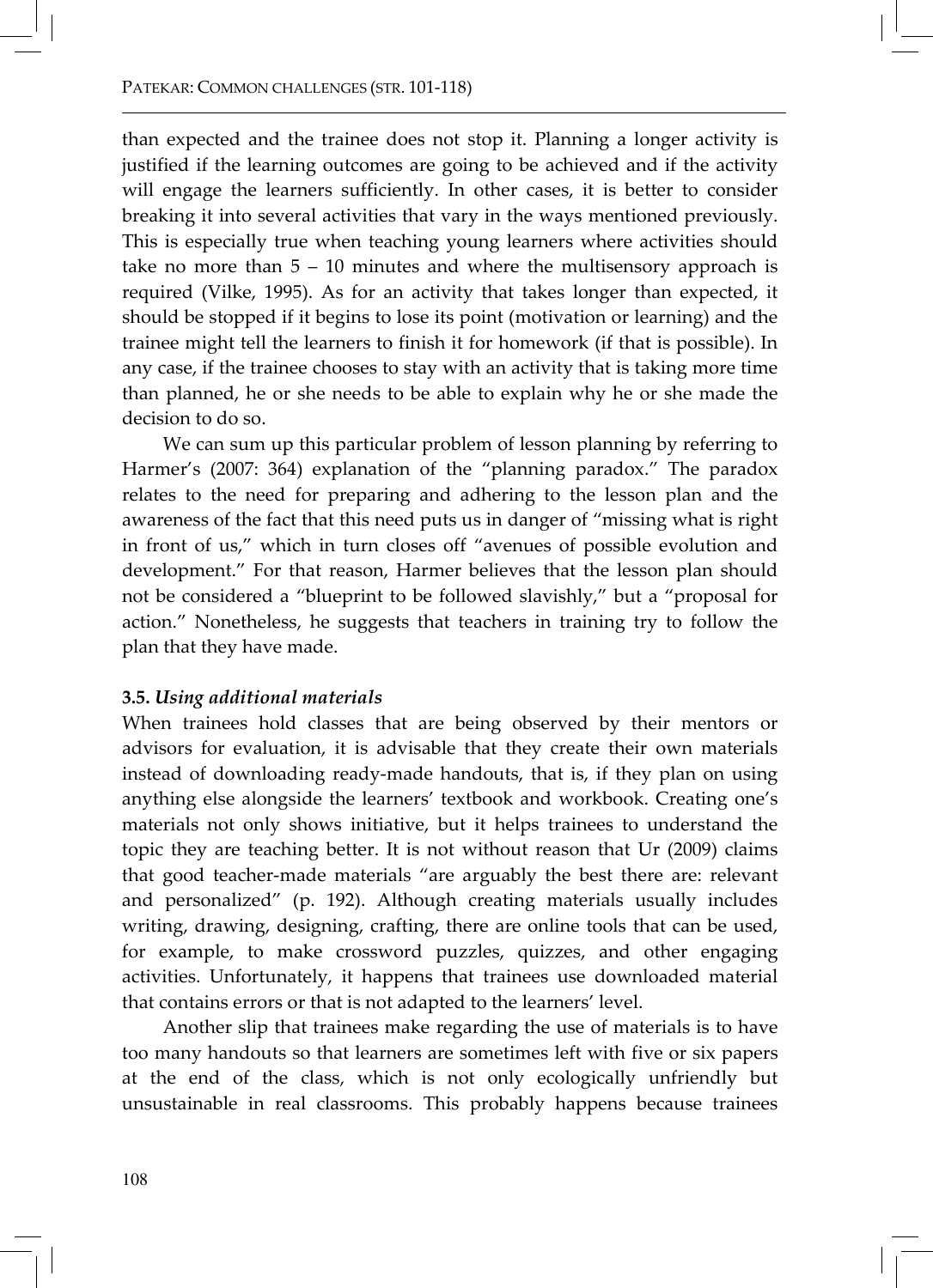than expected and the trainee does not stop it. Planning a longer activity is justified if the learning outcomes are going to be achieved and if the activity will engage the learners sufficiently. In other cases, it is better to consider breaking it into several activities that vary in the ways mentioned previously. This is especially true when teaching young learners where activities should take no more than 5 – 10 minutes and where the multisensory approach is required (Vilke, 1995). As for an activity that takes longer than expected, it should be stopped if it begins to lose its point (motivation or learning) and the trainee might tell the learners to finish it for homework (if that is possible). In any case, if the trainee chooses to stay with an activity that is taking more time than planned, he or she needs to be able to explain why he or she made the decision to do so.

We can sum up this particular problem of lesson planning by referring to Harmer's (2007: 364) explanation of the "planning paradox." The paradox relates to the need for preparing and adhering to the lesson plan and the awareness of the fact that this need puts us in danger of "missing what is right in front of us," which in turn closes off "avenues of possible evolution and development." For that reason, Harmer believes that the lesson plan should not be considered a "blueprint to be followed slavishly," but a "proposal for action." Nonetheless, he suggests that teachers in training try to follow the plan that they have made.

### 3.5. *Using additional materials*

When trainees hold classes that are being observed by their mentors or advisors for evaluation, it is advisable that they create their own materials instead of downloading ready-made handouts, that is, if they plan on using anything else alongside the learners' textbook and workbook. Creating one's materials not only shows initiative, but it helps trainees to understand the topic they are teaching better. It is not without reason that Ur (2009) claims that good teacher-made materials "are arguably the best there are: relevant and personalized" (p. 192). Although creating materials usually includes writing, drawing, designing, crafting, there are online tools that can be used, for example, to make crossword puzzles, quizzes, and other engaging activities. Unfortunately, it happens that trainees use downloaded material that contains errors or that is not adapted to the learners' level.

Another slip that trainees make regarding the use of materials is to have too many handouts so that learners are sometimes left with five or six papers at the end of the class, which is not only ecologically unfriendly but unsustainable in real classrooms. This probably happens because trainees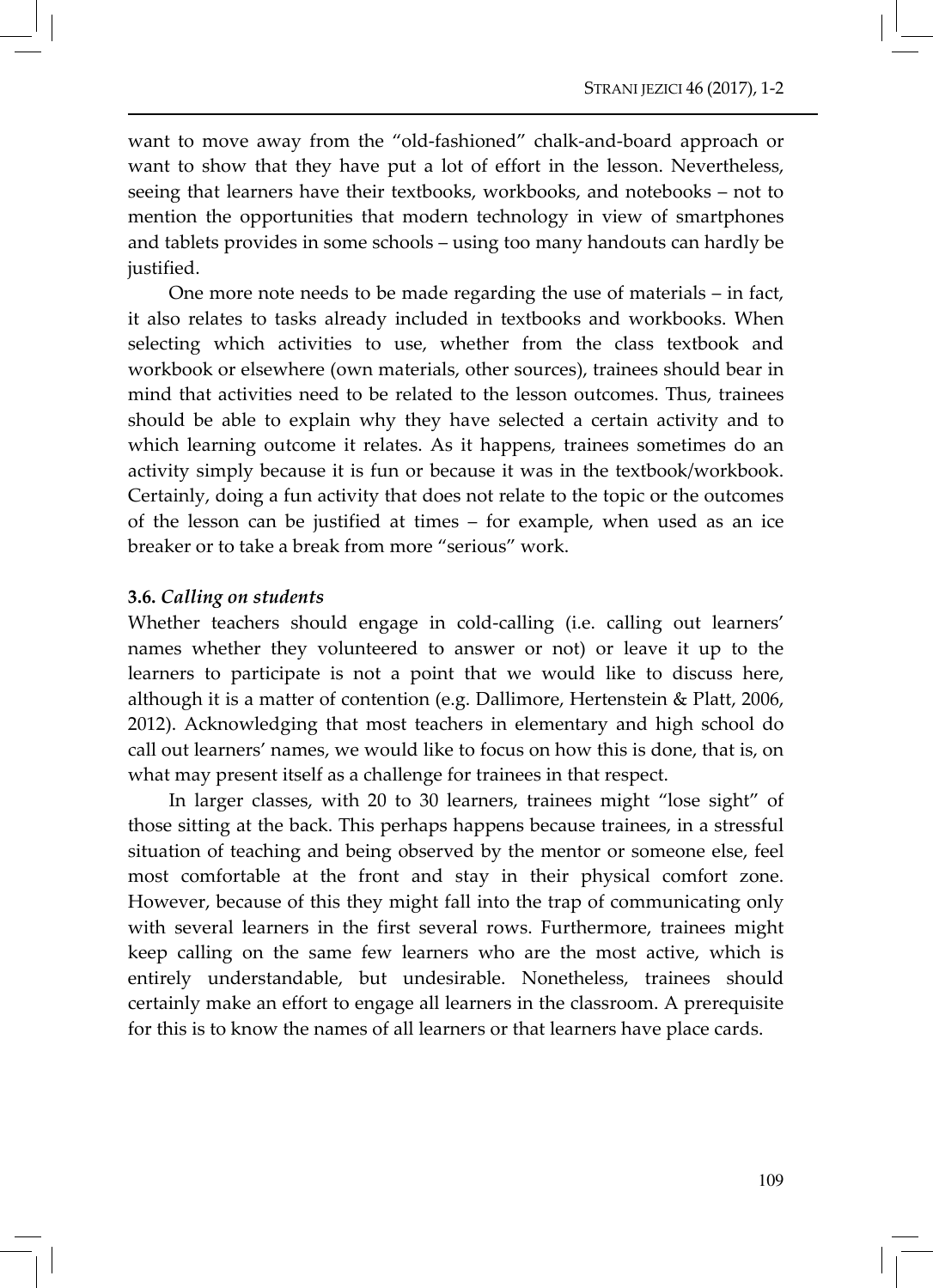want to move away from the "old-fashioned" chalk-and-board approach or want to show that they have put a lot of effort in the lesson. Nevertheless, seeing that learners have their textbooks, workbooks, and notebooks – not to mention the opportunities that modern technology in view of smartphones and tablets provides in some schools – using too many handouts can hardly be justified.

One more note needs to be made regarding the use of materials – in fact, it also relates to tasks already included in textbooks and workbooks. When selecting which activities to use, whether from the class textbook and workbook or elsewhere (own materials, other sources), trainees should bear in mind that activities need to be related to the lesson outcomes. Thus, trainees should be able to explain why they have selected a certain activity and to which learning outcome it relates. As it happens, trainees sometimes do an activity simply because it is fun or because it was in the textbook/workbook. Certainly, doing a fun activity that does not relate to the topic or the outcomes of the lesson can be justified at times – for example, when used as an ice breaker or to take a break from more "serious" work.

### 3.6. *Calling on students*

Whether teachers should engage in cold-calling (i.e. calling out learners' names whether they volunteered to answer or not) or leave it up to the learners to participate is not a point that we would like to discuss here, although it is a matter of contention (e.g. Dallimore, Hertenstein & Platt, 2006, 2012). Acknowledging that most teachers in elementary and high school do call out learners' names, we would like to focus on how this is done, that is, on what may present itself as a challenge for trainees in that respect.

In larger classes, with 20 to 30 learners, trainees might "lose sight" of those sitting at the back. This perhaps happens because trainees, in a stressful situation of teaching and being observed by the mentor or someone else, feel most comfortable at the front and stay in their physical comfort zone. However, because of this they might fall into the trap of communicating only with several learners in the first several rows. Furthermore, trainees might keep calling on the same few learners who are the most active, which is entirely understandable, but undesirable. Nonetheless, trainees should certainly make an effort to engage all learners in the classroom. A prerequisite for this is to know the names of all learners or that learners have place cards.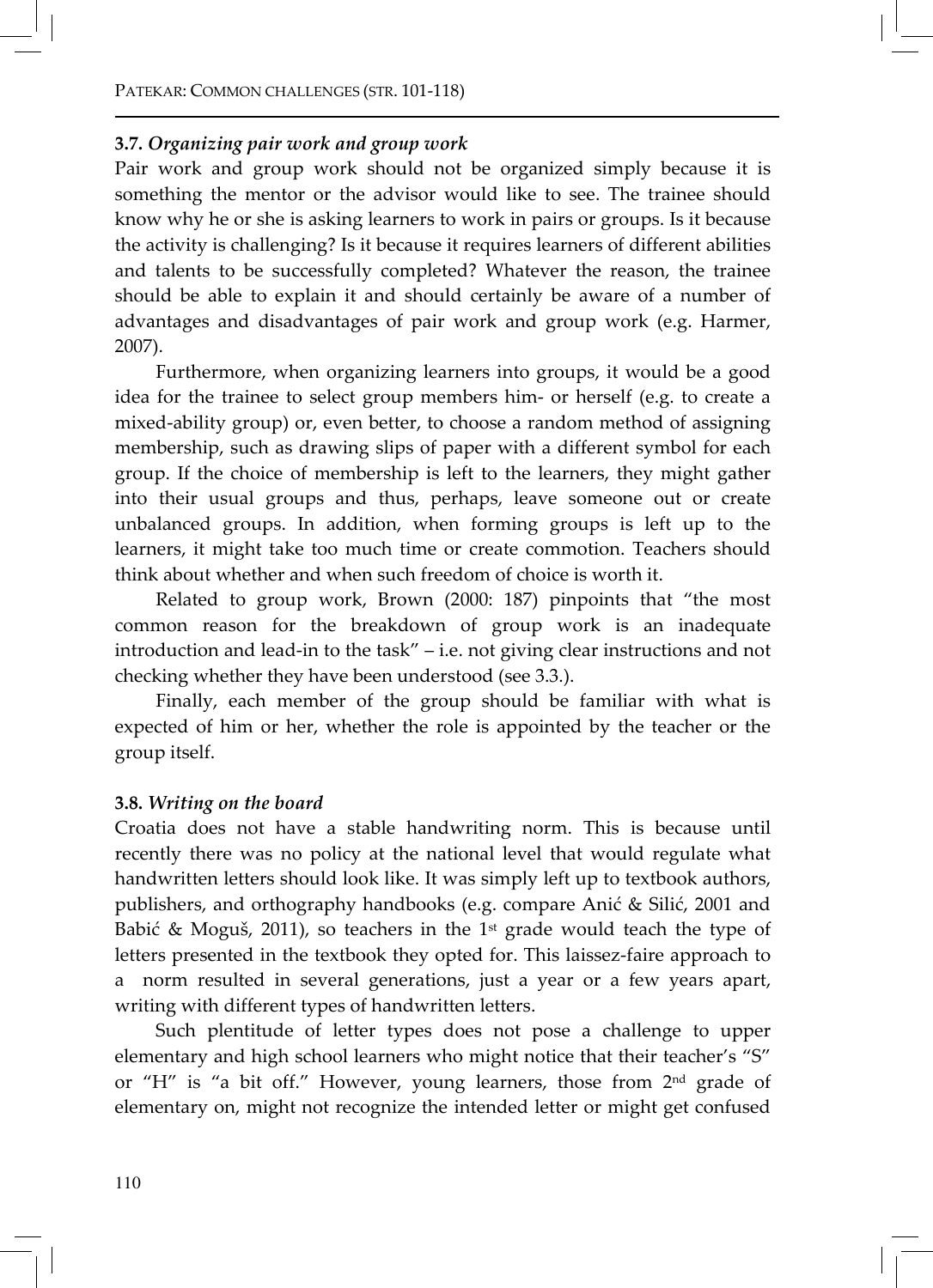### 3.7. *Organizing pair work and group work*

Pair work and group work should not be organized simply because it is something the mentor or the advisor would like to see. The trainee should know why he or she is asking learners to work in pairs or groups. Is it because the activity is challenging? Is it because it requires learners of different abilities and talents to be successfully completed? Whatever the reason, the trainee should be able to explain it and should certainly be aware of a number of advantages and disadvantages of pair work and group work (e.g. Harmer, 2007).

Furthermore, when organizing learners into groups, it would be a good idea for the trainee to select group members him- or herself (e.g. to create a mixed-ability group) or, even better, to choose a random method of assigning membership, such as drawing slips of paper with a different symbol for each group. If the choice of membership is left to the learners, they might gather into their usual groups and thus, perhaps, leave someone out or create unbalanced groups. In addition, when forming groups is left up to the learners, it might take too much time or create commotion. Teachers should think about whether and when such freedom of choice is worth it.

Related to group work, Brown (2000: 187) pinpoints that "the most common reason for the breakdown of group work is an inadequate introduction and lead-in to the task" – i.e. not giving clear instructions and not checking whether they have been understood (see 3.3.).

Finally, each member of the group should be familiar with what is expected of him or her, whether the role is appointed by the teacher or the group itself.

### 3.8. *Writing on the board*

Croatia does not have a stable handwriting norm. This is because until recently there was no policy at the national level that would regulate what handwritten letters should look like. It was simply left up to textbook authors, publishers, and orthography handbooks (e.g. compare Anić & Silić, 2001 and Babić & Moguš, 2011), so teachers in the 1st grade would teach the type of letters presented in the textbook they opted for. This laissez-faire approach to a norm resulted in several generations, just a year or a few years apart, writing with different types of handwritten letters.

Such plentitude of letter types does not pose a challenge to upper elementary and high school learners who might notice that their teacher's "S" or "H" is "a bit off." However, young learners, those from 2nd grade of elementary on, might not recognize the intended letter or might get confused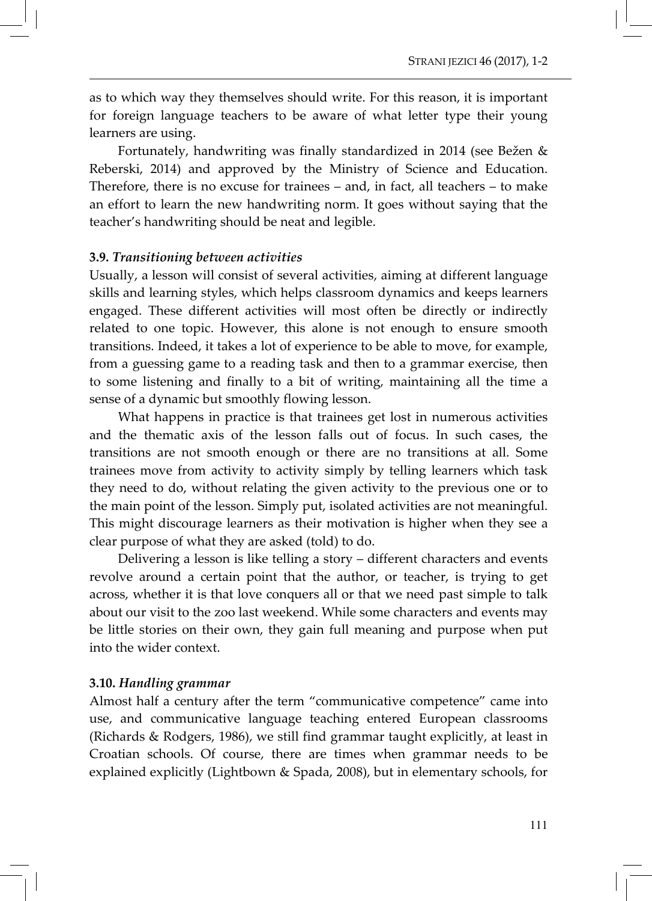as to which way they themselves should write. For this reason, it is important for foreign language teachers to be aware of what letter type their young learners are using.

Fortunately, handwriting was finally standardized in 2014 (see Bežen & Reberski, 2014) and approved by the Ministry of Science and Education. Therefore, there is no excuse for trainees – and, in fact, all teachers – to make an effort to learn the new handwriting norm. It goes without saying that the teacher's handwriting should be neat and legible.

### 3.9. *Transitioning between activities*

Usually, a lesson will consist of several activities, aiming at different language skills and learning styles, which helps classroom dynamics and keeps learners engaged. These different activities will most often be directly or indirectly related to one topic. However, this alone is not enough to ensure smooth transitions. Indeed, it takes a lot of experience to be able to move, for example, from a guessing game to a reading task and then to a grammar exercise, then to some listening and finally to a bit of writing, maintaining all the time a sense of a dynamic but smoothly flowing lesson.

What happens in practice is that trainees get lost in numerous activities and the thematic axis of the lesson falls out of focus. In such cases, the transitions are not smooth enough or there are no transitions at all. Some trainees move from activity to activity simply by telling learners which task they need to do, without relating the given activity to the previous one or to the main point of the lesson. Simply put, isolated activities are not meaningful. This might discourage learners as their motivation is higher when they see a clear purpose of what they are asked (told) to do.

Delivering a lesson is like telling a story – different characters and events revolve around a certain point that the author, or teacher, is trying to get across, whether it is that love conquers all or that we need past simple to talk about our visit to the zoo last weekend. While some characters and events may be little stories on their own, they gain full meaning and purpose when put into the wider context.

### 3.10. *Handling grammar*

Almost half a century after the term "communicative competence" came into use, and communicative language teaching entered European classrooms (Richards & Rodgers, 1986), we still find grammar taught explicitly, at least in Croatian schools. Of course, there are times when grammar needs to be explained explicitly (Lightbown & Spada, 2008), but in elementary schools, for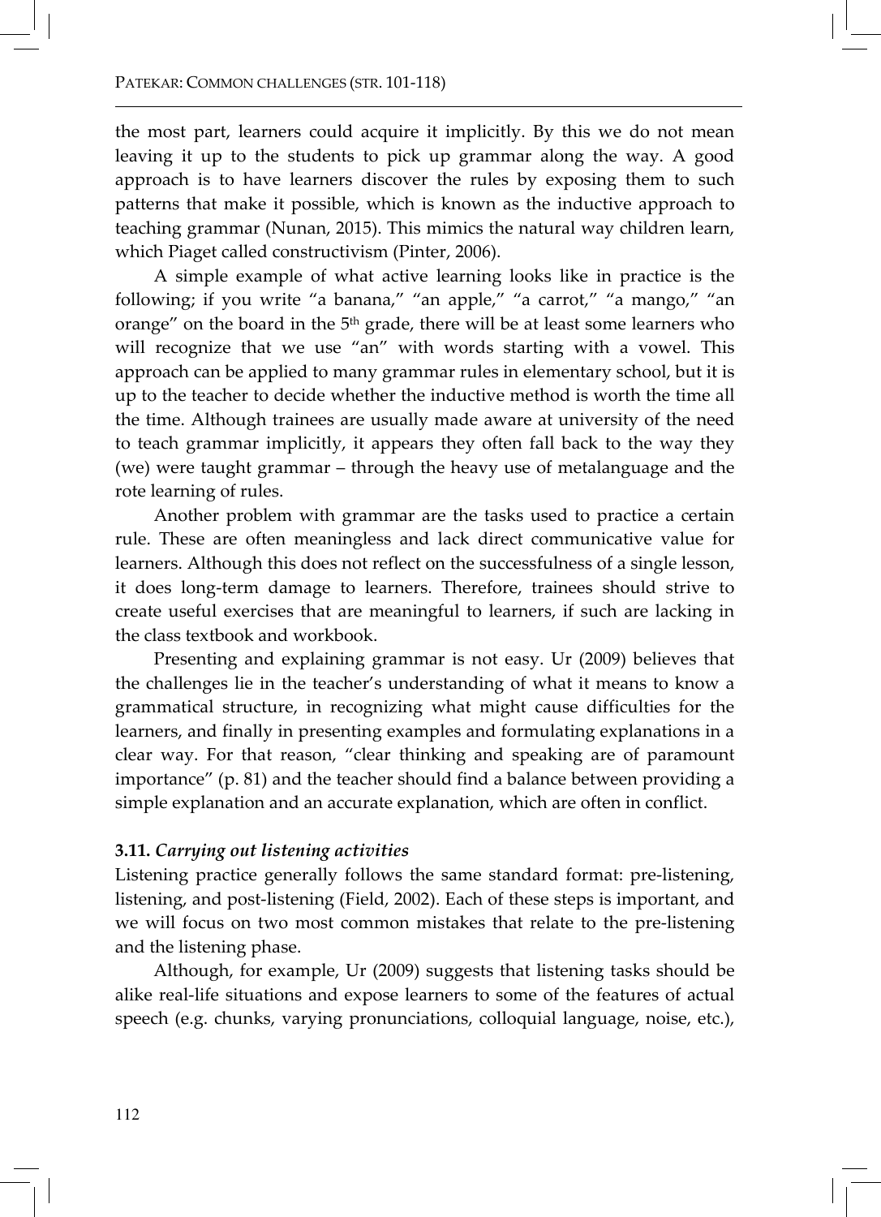the most part, learners could acquire it implicitly. By this we do not mean leaving it up to the students to pick up grammar along the way. A good approach is to have learners discover the rules by exposing them to such patterns that make it possible, which is known as the inductive approach to teaching grammar (Nunan, 2015). This mimics the natural way children learn, which Piaget called constructivism (Pinter, 2006).

A simple example of what active learning looks like in practice is the following; if you write "a banana," "an apple," "a carrot," "a mango," "an orange" on the board in the 5th grade, there will be at least some learners who will recognize that we use "an" with words starting with a vowel. This approach can be applied to many grammar rules in elementary school, but it is up to the teacher to decide whether the inductive method is worth the time all the time. Although trainees are usually made aware at university of the need to teach grammar implicitly, it appears they often fall back to the way they (we) were taught grammar – through the heavy use of metalanguage and the rote learning of rules.

Another problem with grammar are the tasks used to practice a certain rule. These are often meaningless and lack direct communicative value for learners. Although this does not reflect on the successfulness of a single lesson, it does long-term damage to learners. Therefore, trainees should strive to create useful exercises that are meaningful to learners, if such are lacking in the class textbook and workbook.

Presenting and explaining grammar is not easy. Ur (2009) believes that the challenges lie in the teacher's understanding of what it means to know a grammatical structure, in recognizing what might cause difficulties for the learners, and finally in presenting examples and formulating explanations in a clear way. For that reason, "clear thinking and speaking are of paramount importance" (p. 81) and the teacher should find a balance between providing a simple explanation and an accurate explanation, which are often in conflict.

### 3.11. *Carrying out listening activities*

Listening practice generally follows the same standard format: pre-listening, listening, and post-listening (Field, 2002). Each of these steps is important, and we will focus on two most common mistakes that relate to the pre-listening and the listening phase.

Although, for example, Ur (2009) suggests that listening tasks should be alike real-life situations and expose learners to some of the features of actual speech (e.g. chunks, varying pronunciations, colloquial language, noise, etc.),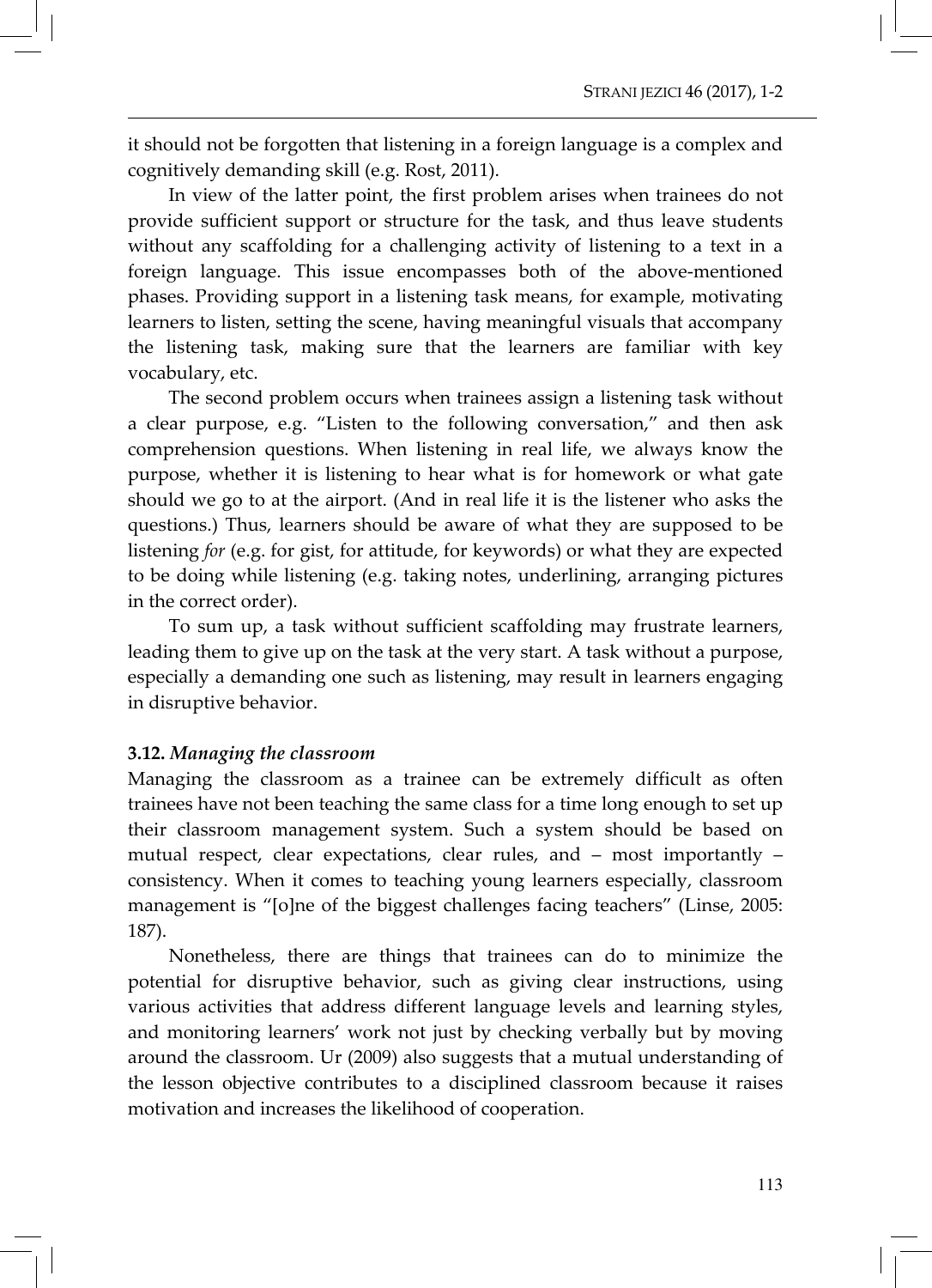it should not be forgotten that listening in a foreign language is a complex and cognitively demanding skill (e.g. Rost, 2011).

In view of the latter point, the first problem arises when trainees do not provide sufficient support or structure for the task, and thus leave students without any scaffolding for a challenging activity of listening to a text in a foreign language. This issue encompasses both of the above-mentioned phases. Providing support in a listening task means, for example, motivating learners to listen, setting the scene, having meaningful visuals that accompany the listening task, making sure that the learners are familiar with key vocabulary, etc.

The second problem occurs when trainees assign a listening task without a clear purpose, e.g. "Listen to the following conversation," and then ask comprehension questions. When listening in real life, we always know the purpose, whether it is listening to hear what is for homework or what gate should we go to at the airport. (And in real life it is the listener who asks the questions.) Thus, learners should be aware of what they are supposed to be listening *for* (e.g. for gist, for attitude, for keywords) or what they are expected to be doing while listening (e.g. taking notes, underlining, arranging pictures in the correct order).

To sum up, a task without sufficient scaffolding may frustrate learners, leading them to give up on the task at the very start. A task without a purpose, especially a demanding one such as listening, may result in learners engaging in disruptive behavior.

### 3.12. *Managing the classroom*

Managing the classroom as a trainee can be extremely difficult as often trainees have not been teaching the same class for a time long enough to set up their classroom management system. Such a system should be based on mutual respect, clear expectations, clear rules, and – most importantly – consistency. When it comes to teaching young learners especially, classroom management is "[o]ne of the biggest challenges facing teachers" (Linse, 2005: 187).

Nonetheless, there are things that trainees can do to minimize the potential for disruptive behavior, such as giving clear instructions, using various activities that address different language levels and learning styles, and monitoring learners' work not just by checking verbally but by moving around the classroom. Ur (2009) also suggests that a mutual understanding of the lesson objective contributes to a disciplined classroom because it raises motivation and increases the likelihood of cooperation.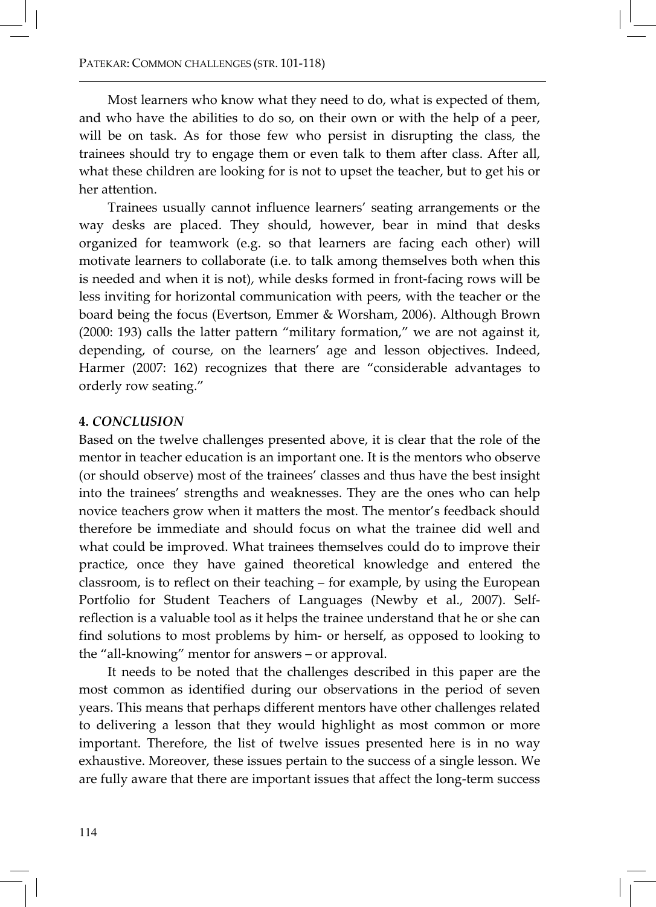Most learners who know what they need to do, what is expected of them, and who have the abilities to do so, on their own or with the help of a peer, will be on task. As for those few who persist in disrupting the class, the trainees should try to engage them or even talk to them after class. After all, what these children are looking for is not to upset the teacher, but to get his or her attention.

Trainees usually cannot influence learners' seating arrangements or the way desks are placed. They should, however, bear in mind that desks organized for teamwork (e.g. so that learners are facing each other) will motivate learners to collaborate (i.e. to talk among themselves both when this is needed and when it is not), while desks formed in front-facing rows will be less inviting for horizontal communication with peers, with the teacher or the board being the focus (Evertson, Emmer & Worsham, 2006). Although Brown (2000: 193) calls the latter pattern "military formation," we are not against it, depending, of course, on the learners' age and lesson objectives. Indeed, Harmer (2007: 162) recognizes that there are "considerable advantages to orderly row seating."

## 4. *CONCLUSION*

Based on the twelve challenges presented above, it is clear that the role of the mentor in teacher education is an important one. It is the mentors who observe (or should observe) most of the trainees' classes and thus have the best insight into the trainees' strengths and weaknesses. They are the ones who can help novice teachers grow when it matters the most. The mentor's feedback should therefore be immediate and should focus on what the trainee did well and what could be improved. What trainees themselves could do to improve their practice, once they have gained theoretical knowledge and entered the classroom, is to reflect on their teaching – for example, by using the European Portfolio for Student Teachers of Languages (Newby et al., 2007). Self-reflection is a valuable tool as it helps the trainee understand that he or she can find solutions to most problems by him- or herself, as opposed to looking to the "all-knowing" mentor for answers – or approval.

It needs to be noted that the challenges described in this paper are the most common as identified during our observations in the period of seven years. This means that perhaps different mentors have other challenges related to delivering a lesson that they would highlight as most common or more important. Therefore, the list of twelve issues presented here is in no way exhaustive. Moreover, these issues pertain to the success of a single lesson. We are fully aware that there are important issues that affect the long-term success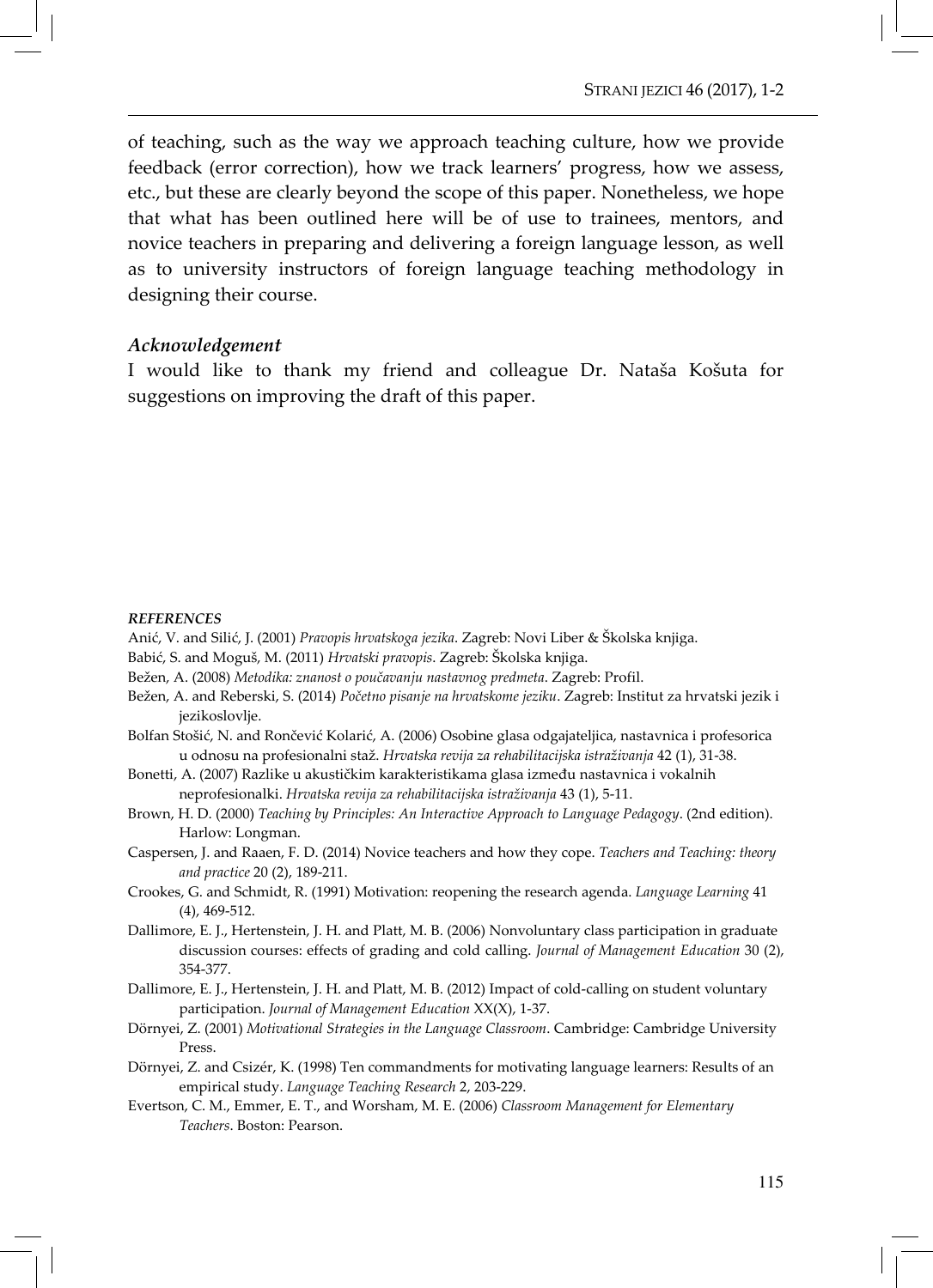of teaching, such as the way we approach teaching culture, how we provide feedback (error correction), how we track learners' progress, how we assess, etc., but these are clearly beyond the scope of this paper. Nonetheless, we hope that what has been outlined here will be of use to trainees, mentors, and novice teachers in preparing and delivering a foreign language lesson, as well as to university instructors of foreign language teaching methodology in designing their course.

### *Acknowledgement*

I would like to thank my friend and colleague Dr. Nataša Košuta for suggestions on improving the draft of this paper.

#### *REFERENCES*

Anić, V. and Silić, J. (2001) *Pravopis hrvatskoga jezika*. Zagreb: Novi Liber & Školska knjiga.

Babić, S. and Moguš, M. (2011) *Hrvatski pravopis*. Zagreb: Školska knjiga.

Bežen, A. (2008) *Metodika: znanost o poučavanju nastavnog predmeta*. Zagreb: Profil.

Bežen, A. and Reberski, S. (2014) *Početno pisanje na hrvatskome jeziku*. Zagreb: Institut za hrvatski jezik i jezikoslovlje.

Bolfan Stošić, N. and Rončević Kolarić, A. (2006) Osobine glasa odgajateljica, nastavnica i profesorica u odnosu na profesionalni staž. *Hrvatska revija za rehabilitacijska istraživanja* 42 (1), 31-38.

Bonetti, A. (2007) Razlike u akustičkim karakteristikama glasa između nastavnica i vokalnih neprofesionalki. *Hrvatska revija za rehabilitacijska istraživanja* 43 (1), 5-11.

Brown, H. D. (2000) *Teaching by Principles: An Interactive Approach to Language Pedagogy*. (2nd edition). Harlow: Longman.

Caspersen, J. and Raaen, F. D. (2014) Novice teachers and how they cope. *Teachers and Teaching: theory and practice* 20 (2), 189-211.

Crookes, G. and Schmidt, R. (1991) Motivation: reopening the research agenda. *Language Learning* 41 (4), 469-512.

Dallimore, E. J., Hertenstein, J. H. and Platt, M. B. (2006) Nonvoluntary class participation in graduate discussion courses: effects of grading and cold calling. *Journal of Management Education* 30 (2), 354-377.

Dallimore, E. J., Hertenstein, J. H. and Platt, M. B. (2012) Impact of cold-calling on student voluntary participation. *Journal of Management Education* XX(X), 1-37.

Dörnyei, Z. (2001) *Motivational Strategies in the Language Classroom*. Cambridge: Cambridge University Press.

Dörnyei, Z. and Csizér, K. (1998) Ten commandments for motivating language learners: Results of an empirical study. *Language Teaching Research* 2, 203-229.

Evertson, C. M., Emmer, E. T., and Worsham, M. E. (2006) *Classroom Management for Elementary Teachers*. Boston: Pearson.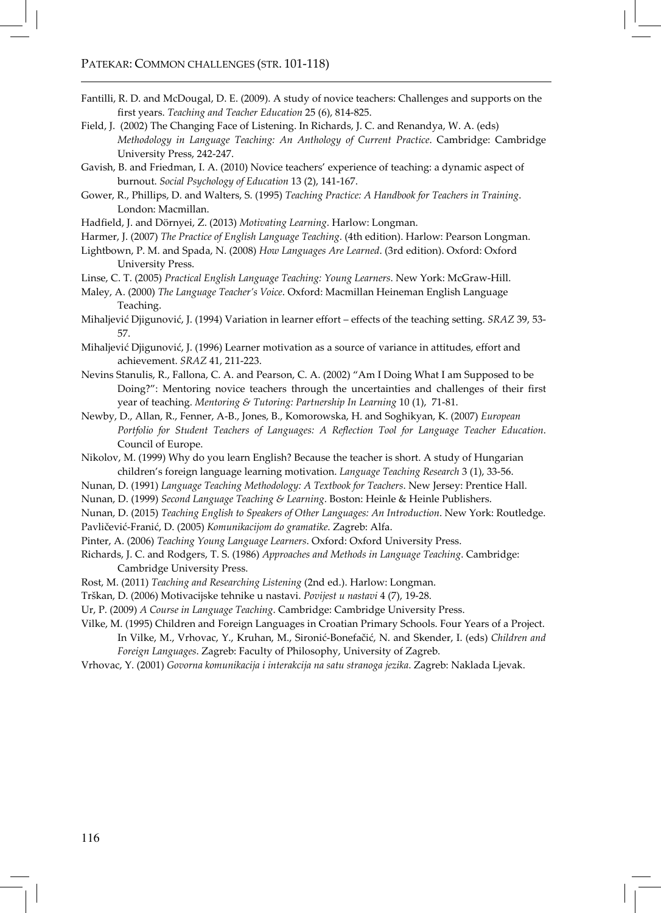Fantilli, R. D. and McDougal, D. E. (2009). A study of novice teachers: Challenges and supports on the first years. *Teaching and Teacher Education* 25 (6), 814-825.

Field, J. (2002) The Changing Face of Listening. In Richards, J. C. and Renandya, W. A. (eds) *Methodology in Language Teaching: An Anthology of Current Practice*. Cambridge: Cambridge University Press, 242-247.

Gavish, B. and Friedman, I. A. (2010) Novice teachers' experience of teaching: a dynamic aspect of burnout. *Social Psychology of Education* 13 (2), 141-167.

Gower, R., Phillips, D. and Walters, S. (1995) *Teaching Practice: A Handbook for Teachers in Training*. London: Macmillan.

Hadfield, J. and Dörnyei, Z. (2013) *Motivating Learning*. Harlow: Longman.

Harmer, J. (2007) *The Practice of English Language Teaching*. (4th edition). Harlow: Pearson Longman.

Lightbown, P. M. and Spada, N. (2008) *How Languages Are Learned*. (3rd edition). Oxford: Oxford University Press.

Linse, C. T. (2005) *Practical English Language Teaching: Young Learners*. New York: McGraw-Hill.

Maley, A. (2000) *The Language Teacher's Voice*. Oxford: Macmillan Heineman English Language Teaching.

Mihaljević Djigunović, J. (1994) Variation in learner effort – effects of the teaching setting. *SRAZ* 39, 53-57.

Mihaljević Djigunović, J. (1996) Learner motivation as a source of variance in attitudes, effort and achievement. *SRAZ* 41, 211-223.

Nevins Stanulis, R., Fallona, C. A. and Pearson, C. A. (2002) "Am I Doing What I am Supposed to be Doing?": Mentoring novice teachers through the uncertainties and challenges of their first year of teaching. *Mentoring & Tutoring: Partnership In Learning* 10 (1), 71-81.

Newby, D., Allan, R., Fenner, A-B., Jones, B., Komorowska, H. and Soghikyan, K. (2007) *European Portfolio for Student Teachers of Languages: A Reflection Tool for Language Teacher Education*. Council of Europe.

Nikolov, M. (1999) Why do you learn English? Because the teacher is short. A study of Hungarian children's foreign language learning motivation. *Language Teaching Research* 3 (1), 33-56.

Nunan, D. (1991) *Language Teaching Methodology: A Textbook for Teachers*. New Jersey: Prentice Hall.

Nunan, D. (1999) *Second Language Teaching & Learning*. Boston: Heinle & Heinle Publishers.

Nunan, D. (2015) *Teaching English to Speakers of Other Languages: An Introduction*. New York: Routledge.

Pavličević-Franić, D. (2005) *Komunikacijom do gramatike*. Zagreb: Alfa.

Pinter, A. (2006) *Teaching Young Language Learners*. Oxford: Oxford University Press.

Richards, J. C. and Rodgers, T. S. (1986) *Approaches and Methods in Language Teaching*. Cambridge: Cambridge University Press.

Rost, M. (2011) *Teaching and Researching Listening* (2nd ed.). Harlow: Longman.

Trškan, D. (2006) Motivacijske tehnike u nastavi. *Povijest u nastavi* 4 (7), 19-28.

Ur, P. (2009) *A Course in Language Teaching*. Cambridge: Cambridge University Press.

Vilke, M. (1995) Children and Foreign Languages in Croatian Primary Schools. Four Years of a Project. In Vilke, M., Vrhovac, Y., Kruhan, M., Sironić-Bonefačić, N. and Skender, I. (eds) *Children and Foreign Languages*. Zagreb: Faculty of Philosophy, University of Zagreb.

Vrhovac, Y. (2001) *Govorna komunikacija i interakcija na satu stranoga jezika*. Zagreb: Naklada Ljevak.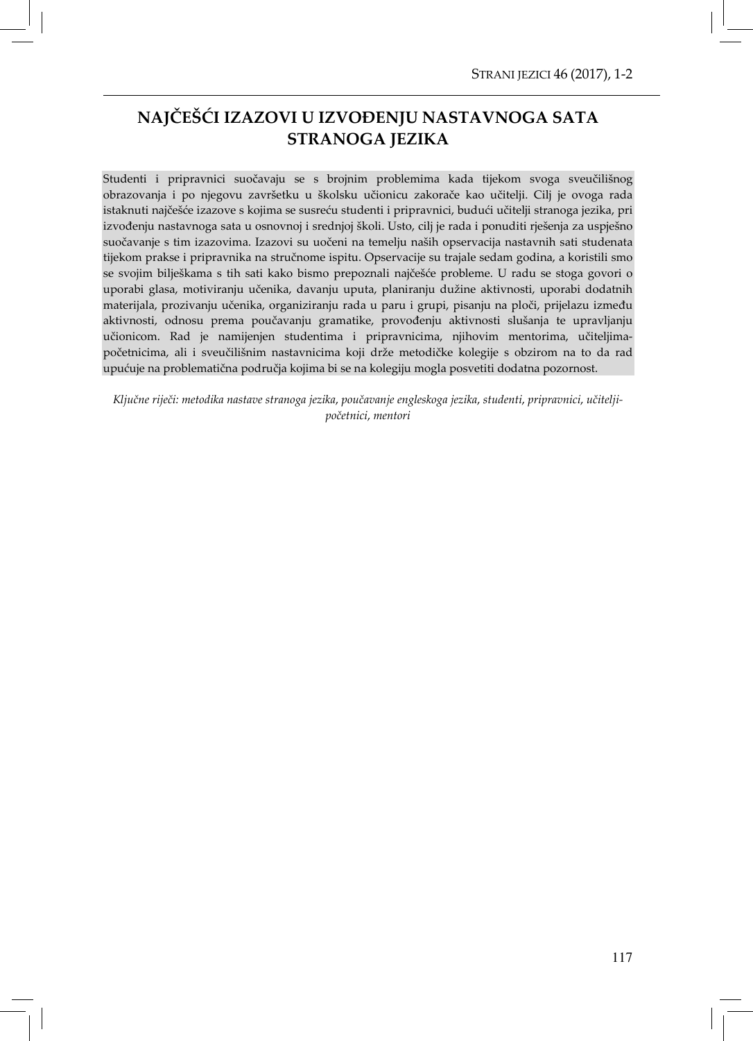# NAJČEŠĆI IZAZOVI U IZVOĐENJU NASTAVNOGA SATA STRANOGA JEZIKA

Studenti i pripravnici suočavaju se s brojnim problemima kada tijekom svoga sveučilišnog obrazovanja i po njegovu završetku u školsku učionicu zakorače kao učitelji. Cilj je ovoga rada istaknuti najčešće izazove s kojima se susreću studenti i pripravnici, budući učitelji stranoga jezika, pri izvođenju nastavnoga sata u osnovnoj i srednjoj školi. Usto, cilj je rada i ponuditi rješenja za uspješno suočavanje s tim izazovima. Izazovi su uočeni na temelju naših opservacija nastavnih sati studenata tijekom prakse i pripravnika na stručnome ispitu. Opservacije su trajale sedam godina, a koristili smo se svojim bilješkama s tih sati kako bismo prepoznali najčešće probleme. U radu se stoga govori o uporabi glasa, motiviranju učenika, davanju uputa, planiranju dužine aktivnosti, uporabi dodatnih materijala, prozivanju učenika, organiziranju rada u paru i grupi, pisanju na ploči, prijelazu između aktivnosti, odnosu prema poučavanju gramatike, provođenju aktivnosti slušanja te upravljanju učionicom. Rad je namijenjen studentima i pripravnicima, njihovim mentorima, učiteljima-početnicima, ali i sveučilišnim nastavnicima koji drže metodičke kolegije s obzirom na to da rad upućuje na problematična područja kojima bi se na kolegiju mogla posvetiti dodatna pozornost.

*Ključne riječi: metodika nastave stranoga jezika, poučavanje engleskoga jezika, studenti, pripravnici, učitelji-početnici, mentori*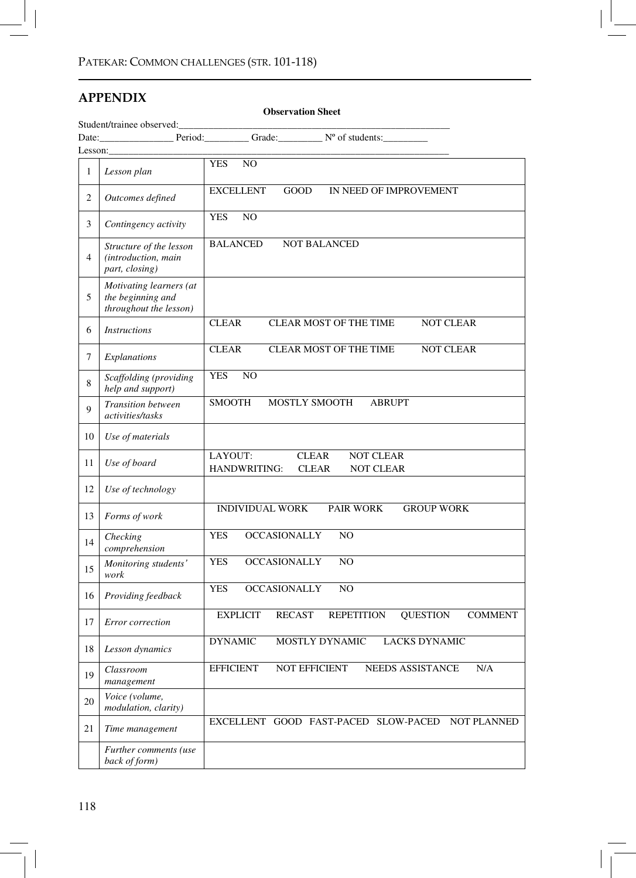## APPENDIX

**Observation Sheet**

Student/trainee observed:\_\_\_\_\_\_\_\_\_\_\_\_\_\_\_\_\_\_\_\_\_\_\_\_\_\_\_\_\_\_\_\_\_\_\_\_\_\_\_\_\_\_\_\_\_\_\_\_\_\_\_\_\_\_\_\_

Date:\_\_\_\_\_\_\_\_\_\_\_\_\_\_\_\_ Period:\_\_\_\_\_\_\_\_\_ Grade:\_\_\_\_\_\_\_\_\_ Nº of students:\_\_\_\_\_\_\_\_\_

Lesson:\_\_\_\_\_\_\_\_\_\_\_\_\_\_\_\_\_\_\_\_\_\_\_\_\_\_\_\_\_\_\_\_\_\_\_\_\_\_\_\_\_\_\_\_\_\_\_\_\_\_\_\_\_\_\_\_\_\_\_\_\_\_\_\_\_\_\_\_\_\_

| | | |
|---|---|---|
| 1 | *Lesson plan* | YES NO |
| 2 | *Outcomes defined* | EXCELLENT GOOD IN NEED OF IMPROVEMENT |
| 3 | *Contingency activity* | YES NO |
| 4 | *Structure of the lesson (introduction, main part, closing)* | BALANCED NOT BALANCED |
| 5 | *Motivating learners (at the beginning and throughout the lesson)* | |
| 6 | *Instructions* | CLEAR CLEAR MOST OF THE TIME NOT CLEAR |
| 7 | *Explanations* | CLEAR CLEAR MOST OF THE TIME NOT CLEAR |
| 8 | *Scaffolding (providing help and support)* | YES NO |
| 9 | *Transition between activities/tasks* | SMOOTH MOSTLY SMOOTH ABRUPT |
| 10 | *Use of materials* | |
| 11 | *Use of board* | LAYOUT: CLEAR NOT CLEAR<br>HANDWRITING: CLEAR NOT CLEAR |
| 12 | *Use of technology* | |
| 13 | *Forms of work* | INDIVIDUAL WORK PAIR WORK GROUP WORK |
| 14 | *Checking comprehension* | YES OCCASIONALLY NO |
| 15 | *Monitoring students' work* | YES OCCASIONALLY NO |
| 16 | *Providing feedback* | YES OCCASIONALLY NO |
| 17 | *Error correction* | EXPLICIT RECAST REPETITION QUESTION COMMENT |
| 18 | *Lesson dynamics* | DYNAMIC MOSTLY DYNAMIC LACKS DYNAMIC |
| 19 | *Classroom management* | EFFICIENT NOT EFFICIENT NEEDS ASSISTANCE N/A |
| 20 | *Voice (volume, modulation, clarity)* | |
| 21 | *Time management* | EXCELLENT GOOD FAST-PACED SLOW-PACED NOT PLANNED |
| | *Further comments (use back of form)* | |